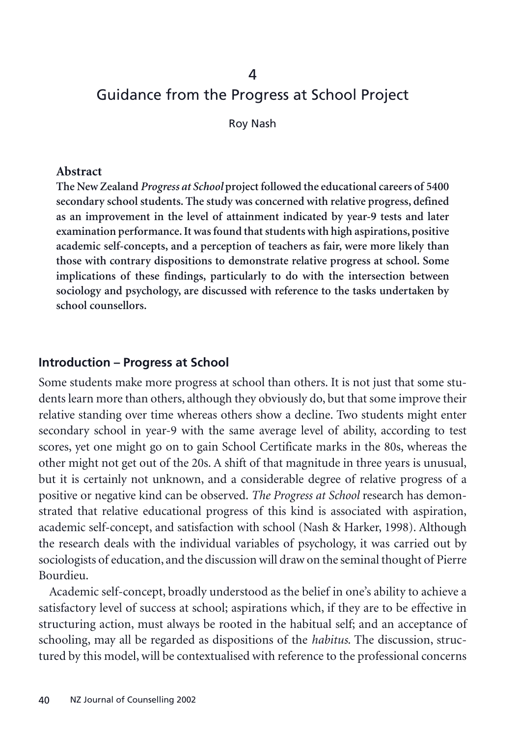# 4
# Guidance from the Progress at School Project

Roy Nash

### Abstract

**The New Zealand *Progress at School* project followed the educational careers of 5400 secondary school students. The study was concerned with relative progress, defined as an improvement in the level of attainment indicated by year-9 tests and later examination performance. It was found that students with high aspirations, positive academic self-concepts, and a perception of teachers as fair, were more likely than those with contrary dispositions to demonstrate relative progress at school. Some implications of these findings, particularly to do with the intersection between sociology and psychology, are discussed with reference to the tasks undertaken by school counsellors.**

## Introduction – Progress at School

Some students make more progress at school than others. It is not just that some students learn more than others, although they obviously do, but that some improve their relative standing over time whereas others show a decline. Two students might enter secondary school in year-9 with the same average level of ability, according to test scores, yet one might go on to gain School Certificate marks in the 80s, whereas the other might not get out of the 20s. A shift of that magnitude in three years is unusual, but it is certainly not unknown, and a considerable degree of relative progress of a positive or negative kind can be observed. *The Progress at School* research has demonstrated that relative educational progress of this kind is associated with aspiration, academic self-concept, and satisfaction with school (Nash & Harker, 1998). Although the research deals with the individual variables of psychology, it was carried out by sociologists of education, and the discussion will draw on the seminal thought of Pierre Bourdieu.

Academic self-concept, broadly understood as the belief in one's ability to achieve a satisfactory level of success at school; aspirations which, if they are to be effective in structuring action, must always be rooted in the habitual self; and an acceptance of schooling, may all be regarded as dispositions of the *habitus*. The discussion, structured by this model, will be contextualised with reference to the professional concerns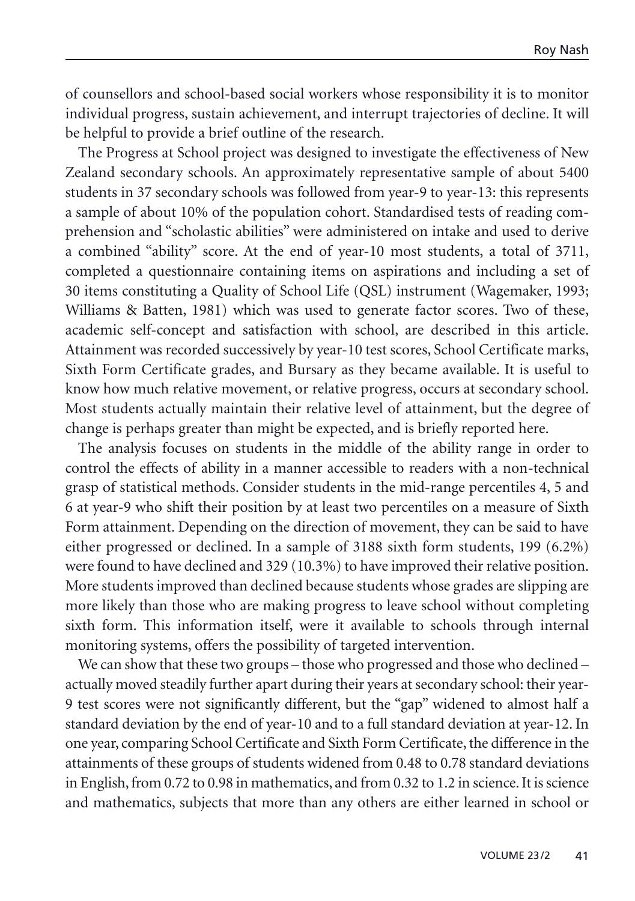of counsellors and school-based social workers whose responsibility it is to monitor individual progress, sustain achievement, and interrupt trajectories of decline. It will be helpful to provide a brief outline of the research.

The Progress at School project was designed to investigate the effectiveness of New Zealand secondary schools. An approximately representative sample of about 5400 students in 37 secondary schools was followed from year-9 to year-13: this represents a sample of about 10% of the population cohort. Standardised tests of reading comprehension and "scholastic abilities" were administered on intake and used to derive a combined "ability" score. At the end of year-10 most students, a total of 3711, completed a questionnaire containing items on aspirations and including a set of 30 items constituting a Quality of School Life (QSL) instrument (Wagemaker, 1993; Williams & Batten, 1981) which was used to generate factor scores. Two of these, academic self-concept and satisfaction with school, are described in this article. Attainment was recorded successively by year-10 test scores, School Certificate marks, Sixth Form Certificate grades, and Bursary as they became available. It is useful to know how much relative movement, or relative progress, occurs at secondary school. Most students actually maintain their relative level of attainment, but the degree of change is perhaps greater than might be expected, and is briefly reported here.

The analysis focuses on students in the middle of the ability range in order to control the effects of ability in a manner accessible to readers with a non-technical grasp of statistical methods. Consider students in the mid-range percentiles 4, 5 and 6 at year-9 who shift their position by at least two percentiles on a measure of Sixth Form attainment. Depending on the direction of movement, they can be said to have either progressed or declined. In a sample of 3188 sixth form students, 199 (6.2%) were found to have declined and 329 (10.3%) to have improved their relative position. More students improved than declined because students whose grades are slipping are more likely than those who are making progress to leave school without completing sixth form. This information itself, were it available to schools through internal monitoring systems, offers the possibility of targeted intervention.

We can show that these two groups – those who progressed and those who declined – actually moved steadily further apart during their years at secondary school: their year-9 test scores were not significantly different, but the "gap" widened to almost half a standard deviation by the end of year-10 and to a full standard deviation at year-12. In one year, comparing School Certificate and Sixth Form Certificate, the difference in the attainments of these groups of students widened from 0.48 to 0.78 standard deviations in English, from 0.72 to 0.98 in mathematics, and from 0.32 to 1.2 in science. It is science and mathematics, subjects that more than any others are either learned in school or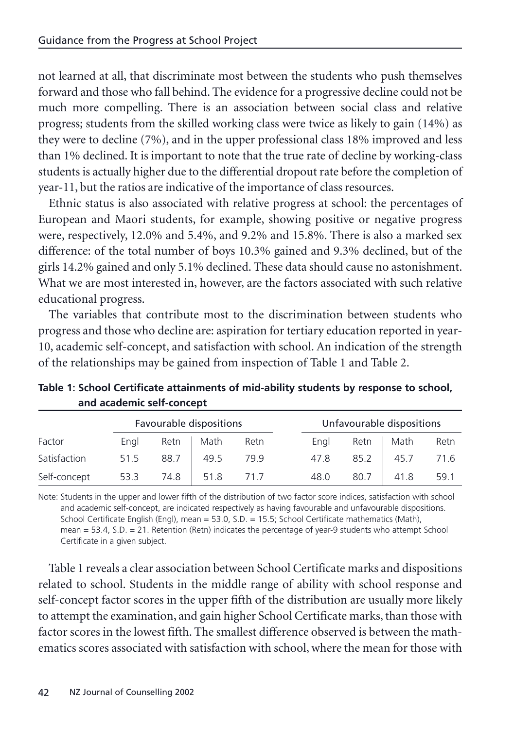not learned at all, that discriminate most between the students who push themselves forward and those who fall behind. The evidence for a progressive decline could not be much more compelling. There is an association between social class and relative progress; students from the skilled working class were twice as likely to gain (14%) as they were to decline (7%), and in the upper professional class 18% improved and less than 1% declined. It is important to note that the true rate of decline by working-class students is actually higher due to the differential dropout rate before the completion of year-11, but the ratios are indicative of the importance of class resources.

Ethnic status is also associated with relative progress at school: the percentages of European and Maori students, for example, showing positive or negative progress were, respectively, 12.0% and 5.4%, and 9.2% and 15.8%. There is also a marked sex difference: of the total number of boys 10.3% gained and 9.3% declined, but of the girls 14.2% gained and only 5.1% declined. These data should cause no astonishment. What we are most interested in, however, are the factors associated with such relative educational progress.

The variables that contribute most to the discrimination between students who progress and those who decline are: aspiration for tertiary education reported in year-10, academic self-concept, and satisfaction with school. An indication of the strength of the relationships may be gained from inspection of Table 1 and Table 2.

**Table 1: School Certificate attainments of mid-ability students by response to school, and academic self-concept**

| | Favourable dispositions | | | | Unfavourable dispositions | | | |
|---|---|---|---|---|---|---|---|---|
| Factor | Engl | Retn | Math | Retn | Engl | Retn | Math | Retn |
| Satisfaction | 51.5 | 88.7 | 49.5 | 79.9 | 47.8 | 85.2 | 45.7 | 71.6 |
| Self-concept | 53.3 | 74.8 | 51.8 | 71.7 | 48.0 | 80.7 | 41.8 | 59.1 |

Note: Students in the upper and lower fifth of the distribution of two factor score indices, satisfaction with school and academic self-concept, are indicated respectively as having favourable and unfavourable dispositions. School Certificate English (Engl), mean = 53.0, S.D. = 15.5; School Certificate mathematics (Math), mean = 53.4, S.D. = 21. Retention (Retn) indicates the percentage of year-9 students who attempt School Certificate in a given subject.

Table 1 reveals a clear association between School Certificate marks and dispositions related to school. Students in the middle range of ability with school response and self-concept factor scores in the upper fifth of the distribution are usually more likely to attempt the examination, and gain higher School Certificate marks, than those with factor scores in the lowest fifth. The smallest difference observed is between the mathematics scores associated with satisfaction with school, where the mean for those with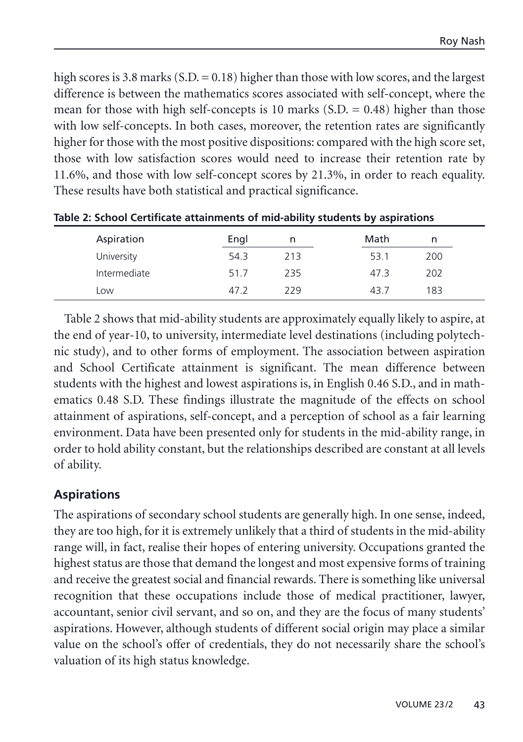high scores is 3.8 marks (S.D. = 0.18) higher than those with low scores, and the largest difference is between the mathematics scores associated with self-concept, where the mean for those with high self-concepts is 10 marks (S.D. = 0.48) higher than those with low self-concepts. In both cases, moreover, the retention rates are significantly higher for those with the most positive dispositions: compared with the high score set, those with low satisfaction scores would need to increase their retention rate by 11.6%, and those with low self-concept scores by 21.3%, in order to reach equality. These results have both statistical and practical significance.

**Table 2: School Certificate attainments of mid-ability students by aspirations**

| Aspiration | Engl | n | Math | n |
|---|---|---|---|---|
| University | 54.3 | 213 | 53.1 | 200 |
| Intermediate | 51.7 | 235 | 47.3 | 202 |
| Low | 47.2 | 229 | 43.7 | 183 |

Table 2 shows that mid-ability students are approximately equally likely to aspire, at the end of year-10, to university, intermediate level destinations (including polytechnic study), and to other forms of employment. The association between aspiration and School Certificate attainment is significant. The mean difference between students with the highest and lowest aspirations is, in English 0.46 S.D., and in mathematics 0.48 S.D. These findings illustrate the magnitude of the effects on school attainment of aspirations, self-concept, and a perception of school as a fair learning environment. Data have been presented only for students in the mid-ability range, in order to hold ability constant, but the relationships described are constant at all levels of ability.

## Aspirations

The aspirations of secondary school students are generally high. In one sense, indeed, they are too high, for it is extremely unlikely that a third of students in the mid-ability range will, in fact, realise their hopes of entering university. Occupations granted the highest status are those that demand the longest and most expensive forms of training and receive the greatest social and financial rewards. There is something like universal recognition that these occupations include those of medical practitioner, lawyer, accountant, senior civil servant, and so on, and they are the focus of many students' aspirations. However, although students of different social origin may place a similar value on the school's offer of credentials, they do not necessarily share the school's valuation of its high status knowledge.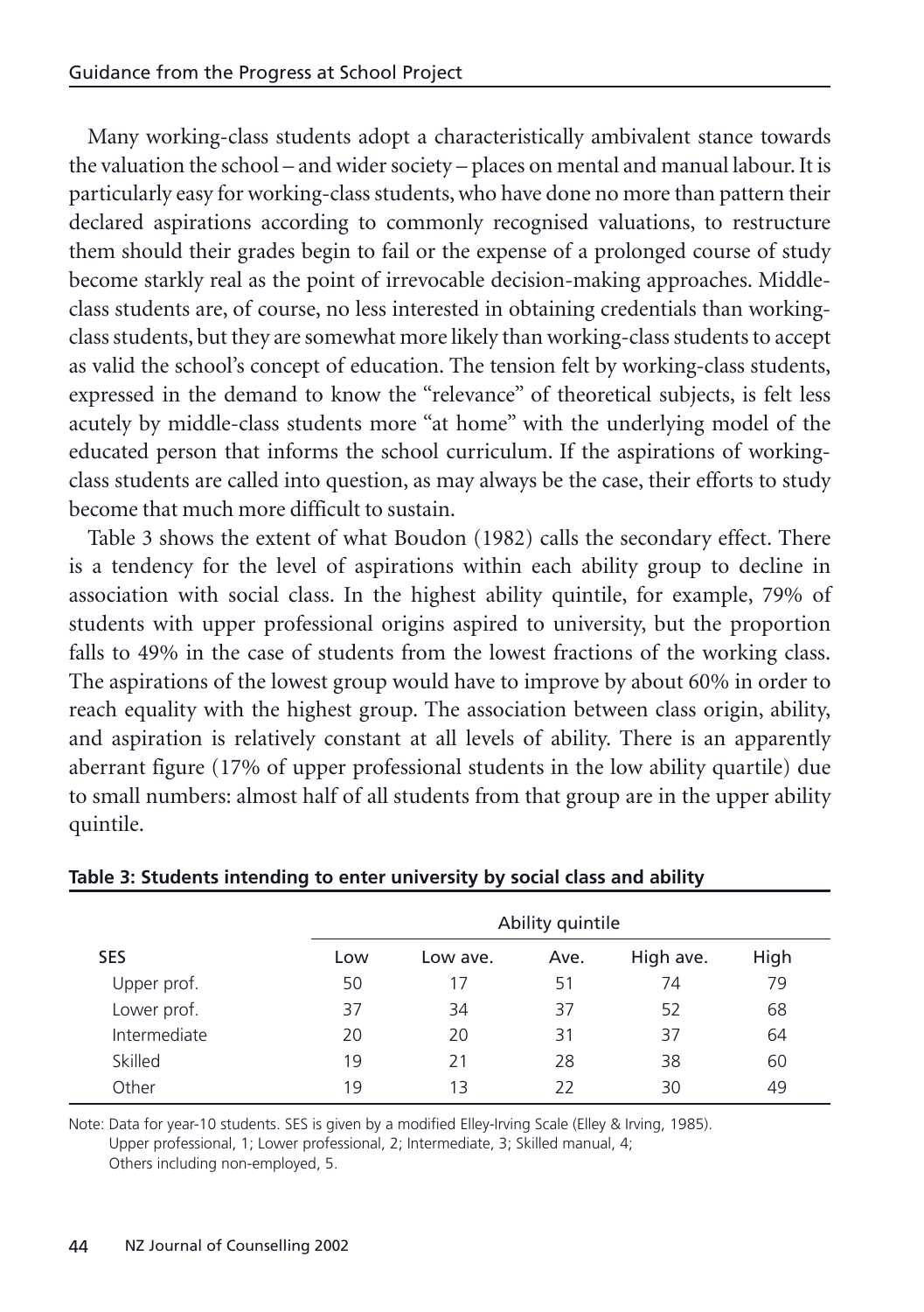Many working-class students adopt a characteristically ambivalent stance towards the valuation the school – and wider society – places on mental and manual labour. It is particularly easy for working-class students, who have done no more than pattern their declared aspirations according to commonly recognised valuations, to restructure them should their grades begin to fail or the expense of a prolonged course of study become starkly real as the point of irrevocable decision-making approaches. Middle-class students are, of course, no less interested in obtaining credentials than working-class students, but they are somewhat more likely than working-class students to accept as valid the school's concept of education. The tension felt by working-class students, expressed in the demand to know the "relevance" of theoretical subjects, is felt less acutely by middle-class students more "at home" with the underlying model of the educated person that informs the school curriculum. If the aspirations of working-class students are called into question, as may always be the case, their efforts to study become that much more difficult to sustain.

Table 3 shows the extent of what Boudon (1982) calls the secondary effect. There is a tendency for the level of aspirations within each ability group to decline in association with social class. In the highest ability quintile, for example, 79% of students with upper professional origins aspired to university, but the proportion falls to 49% in the case of students from the lowest fractions of the working class. The aspirations of the lowest group would have to improve by about 60% in order to reach equality with the highest group. The association between class origin, ability, and aspiration is relatively constant at all levels of ability. There is an apparently aberrant figure (17% of upper professional students in the low ability quartile) due to small numbers: almost half of all students from that group are in the upper ability quintile.

**Table 3: Students intending to enter university by social class and ability**

| | Ability quintile | | | | |
|---|---|---|---|---|---|
| SES | Low | Low ave. | Ave. | High ave. | High |
| Upper prof. | 50 | 17 | 51 | 74 | 79 |
| Lower prof. | 37 | 34 | 37 | 52 | 68 |
| Intermediate | 20 | 20 | 31 | 37 | 64 |
| Skilled | 19 | 21 | 28 | 38 | 60 |
| Other | 19 | 13 | 22 | 30 | 49 |

Note: Data for year-10 students. SES is given by a modified Elley-Irving Scale (Elley & Irving, 1985).
Upper professional, 1; Lower professional, 2; Intermediate, 3; Skilled manual, 4;
Others including non-employed, 5.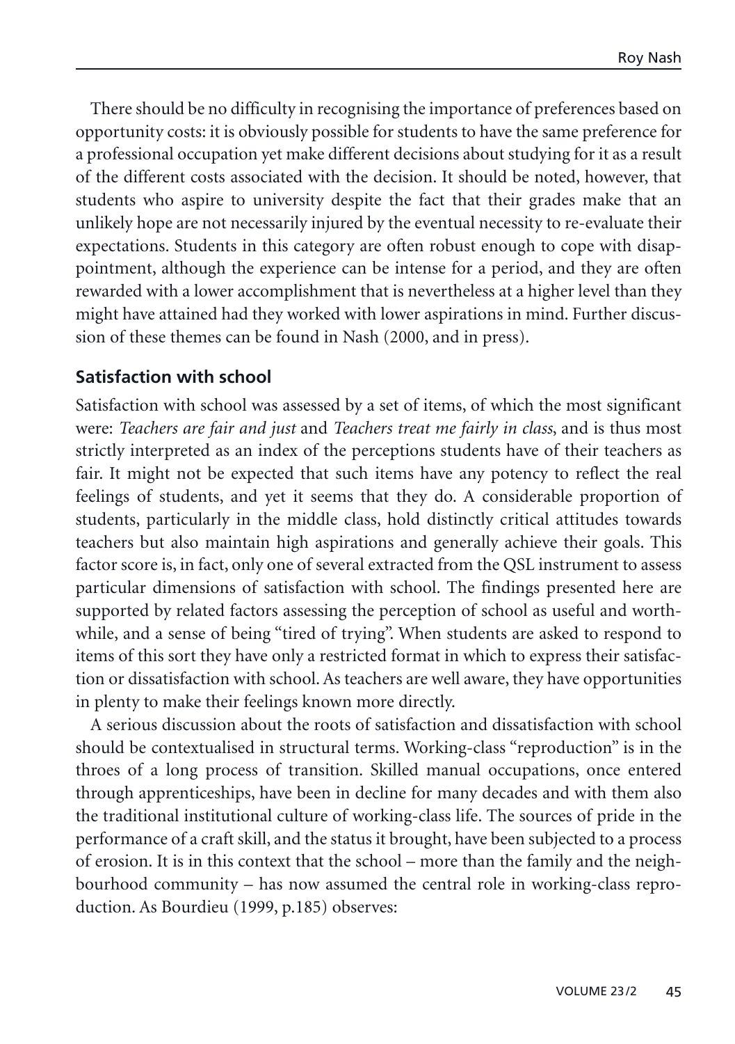There should be no difficulty in recognising the importance of preferences based on opportunity costs: it is obviously possible for students to have the same preference for a professional occupation yet make different decisions about studying for it as a result of the different costs associated with the decision. It should be noted, however, that students who aspire to university despite the fact that their grades make that an unlikely hope are not necessarily injured by the eventual necessity to re-evaluate their expectations. Students in this category are often robust enough to cope with disappointment, although the experience can be intense for a period, and they are often rewarded with a lower accomplishment that is nevertheless at a higher level than they might have attained had they worked with lower aspirations in mind. Further discussion of these themes can be found in Nash (2000, and in press).

## Satisfaction with school

Satisfaction with school was assessed by a set of items, of which the most significant were: *Teachers are fair and just* and *Teachers treat me fairly in class*, and is thus most strictly interpreted as an index of the perceptions students have of their teachers as fair. It might not be expected that such items have any potency to reflect the real feelings of students, and yet it seems that they do. A considerable proportion of students, particularly in the middle class, hold distinctly critical attitudes towards teachers but also maintain high aspirations and generally achieve their goals. This factor score is, in fact, only one of several extracted from the QSL instrument to assess particular dimensions of satisfaction with school. The findings presented here are supported by related factors assessing the perception of school as useful and worthwhile, and a sense of being "tired of trying". When students are asked to respond to items of this sort they have only a restricted format in which to express their satisfaction or dissatisfaction with school. As teachers are well aware, they have opportunities in plenty to make their feelings known more directly.

A serious discussion about the roots of satisfaction and dissatisfaction with school should be contextualised in structural terms. Working-class "reproduction" is in the throes of a long process of transition. Skilled manual occupations, once entered through apprenticeships, have been in decline for many decades and with them also the traditional institutional culture of working-class life. The sources of pride in the performance of a craft skill, and the status it brought, have been subjected to a process of erosion. It is in this context that the school – more than the family and the neighbourhood community – has now assumed the central role in working-class reproduction. As Bourdieu (1999, p.185) observes: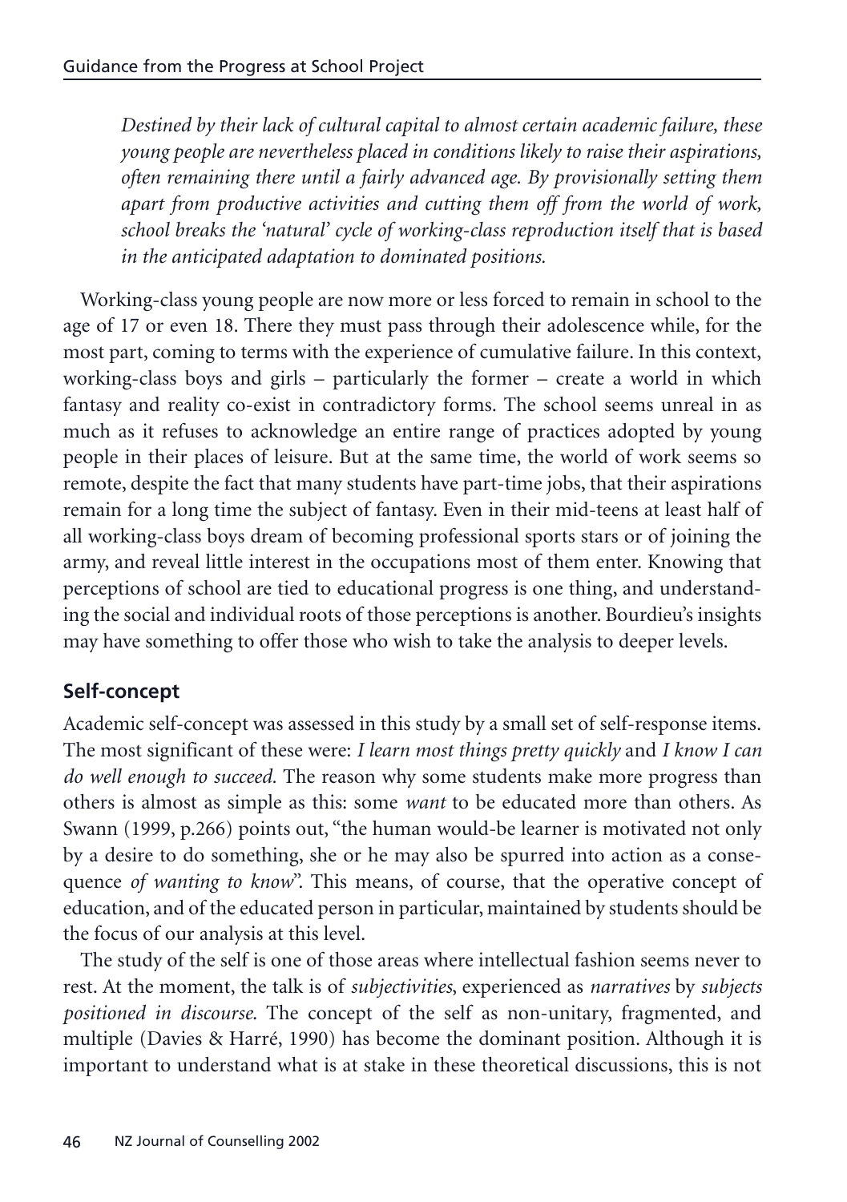*Destined by their lack of cultural capital to almost certain academic failure, these young people are nevertheless placed in conditions likely to raise their aspirations, often remaining there until a fairly advanced age. By provisionally setting them apart from productive activities and cutting them off from the world of work, school breaks the 'natural' cycle of working-class reproduction itself that is based in the anticipated adaptation to dominated positions.*

Working-class young people are now more or less forced to remain in school to the age of 17 or even 18. There they must pass through their adolescence while, for the most part, coming to terms with the experience of cumulative failure. In this context, working-class boys and girls – particularly the former – create a world in which fantasy and reality co-exist in contradictory forms. The school seems unreal in as much as it refuses to acknowledge an entire range of practices adopted by young people in their places of leisure. But at the same time, the world of work seems so remote, despite the fact that many students have part-time jobs, that their aspirations remain for a long time the subject of fantasy. Even in their mid-teens at least half of all working-class boys dream of becoming professional sports stars or of joining the army, and reveal little interest in the occupations most of them enter. Knowing that perceptions of school are tied to educational progress is one thing, and understanding the social and individual roots of those perceptions is another. Bourdieu's insights may have something to offer those who wish to take the analysis to deeper levels.

## Self-concept

Academic self-concept was assessed in this study by a small set of self-response items. The most significant of these were: *I learn most things pretty quickly* and *I know I can do well enough to succeed.* The reason why some students make more progress than others is almost as simple as this: some *want* to be educated more than others. As Swann (1999, p.266) points out, "the human would-be learner is motivated not only by a desire to do something, she or he may also be spurred into action as a consequence *of wanting to know*". This means, of course, that the operative concept of education, and of the educated person in particular, maintained by students should be the focus of our analysis at this level.

The study of the self is one of those areas where intellectual fashion seems never to rest. At the moment, the talk is of *subjectivities*, experienced as *narratives* by *subjects positioned in discourse.* The concept of the self as non-unitary, fragmented, and multiple (Davies & Harré, 1990) has become the dominant position. Although it is important to understand what is at stake in these theoretical discussions, this is not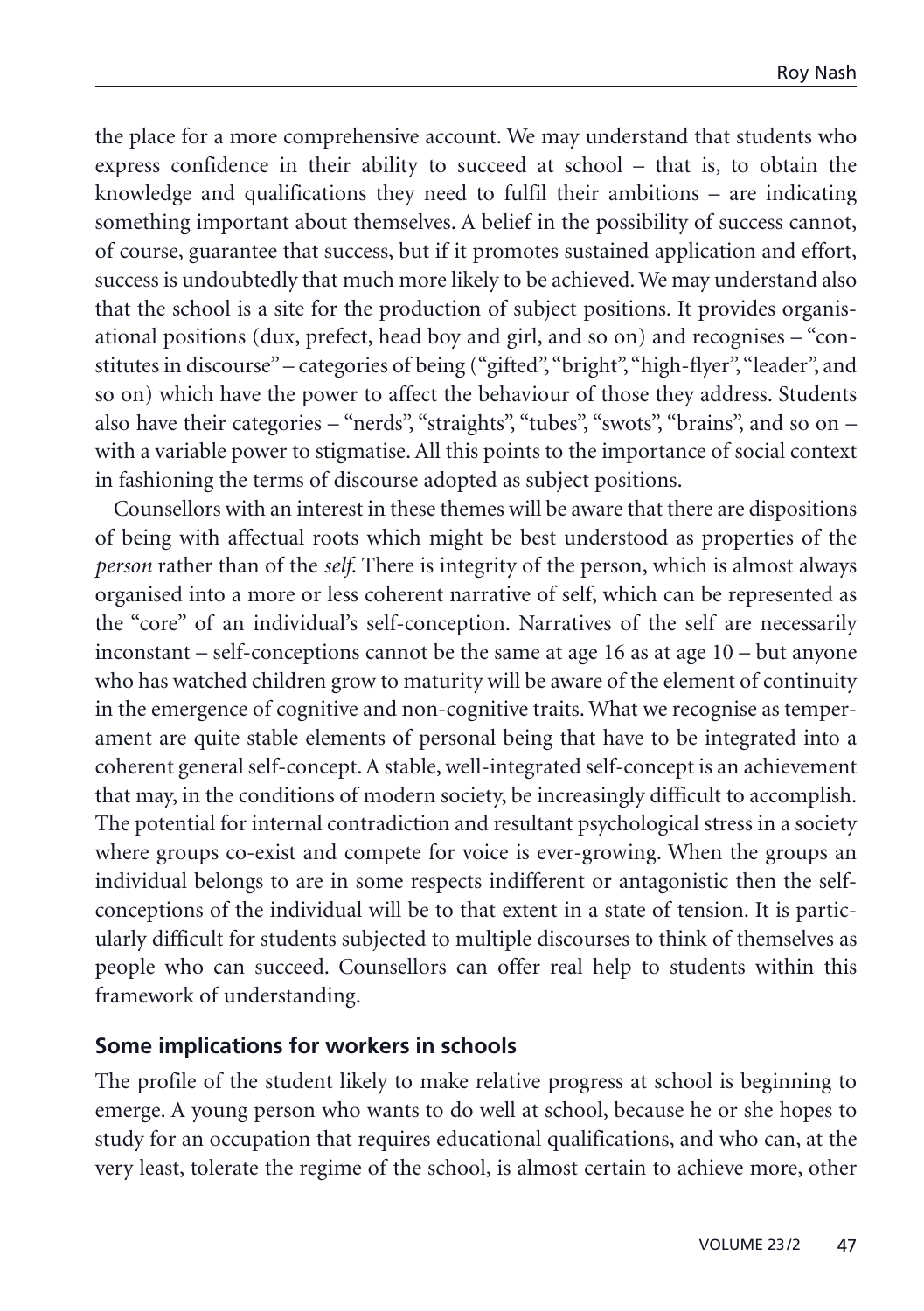the place for a more comprehensive account. We may understand that students who express confidence in their ability to succeed at school – that is, to obtain the knowledge and qualifications they need to fulfil their ambitions – are indicating something important about themselves. A belief in the possibility of success cannot, of course, guarantee that success, but if it promotes sustained application and effort, success is undoubtedly that much more likely to be achieved. We may understand also that the school is a site for the production of subject positions. It provides organisational positions (dux, prefect, head boy and girl, and so on) and recognises – "constitutes in discourse" – categories of being ("gifted", "bright", "high-flyer", "leader", and so on) which have the power to affect the behaviour of those they address. Students also have their categories – "nerds", "straights", "tubes", "swots", "brains", and so on – with a variable power to stigmatise. All this points to the importance of social context in fashioning the terms of discourse adopted as subject positions.

Counsellors with an interest in these themes will be aware that there are dispositions of being with affectual roots which might be best understood as properties of the *person* rather than of the *self*. There is integrity of the person, which is almost always organised into a more or less coherent narrative of self, which can be represented as the "core" of an individual's self-conception. Narratives of the self are necessarily inconstant – self-conceptions cannot be the same at age 16 as at age 10 – but anyone who has watched children grow to maturity will be aware of the element of continuity in the emergence of cognitive and non-cognitive traits. What we recognise as temperament are quite stable elements of personal being that have to be integrated into a coherent general self-concept. A stable, well-integrated self-concept is an achievement that may, in the conditions of modern society, be increasingly difficult to accomplish. The potential for internal contradiction and resultant psychological stress in a society where groups co-exist and compete for voice is ever-growing. When the groups an individual belongs to are in some respects indifferent or antagonistic then the self-conceptions of the individual will be to that extent in a state of tension. It is particularly difficult for students subjected to multiple discourses to think of themselves as people who can succeed. Counsellors can offer real help to students within this framework of understanding.

## Some implications for workers in schools

The profile of the student likely to make relative progress at school is beginning to emerge. A young person who wants to do well at school, because he or she hopes to study for an occupation that requires educational qualifications, and who can, at the very least, tolerate the regime of the school, is almost certain to achieve more, other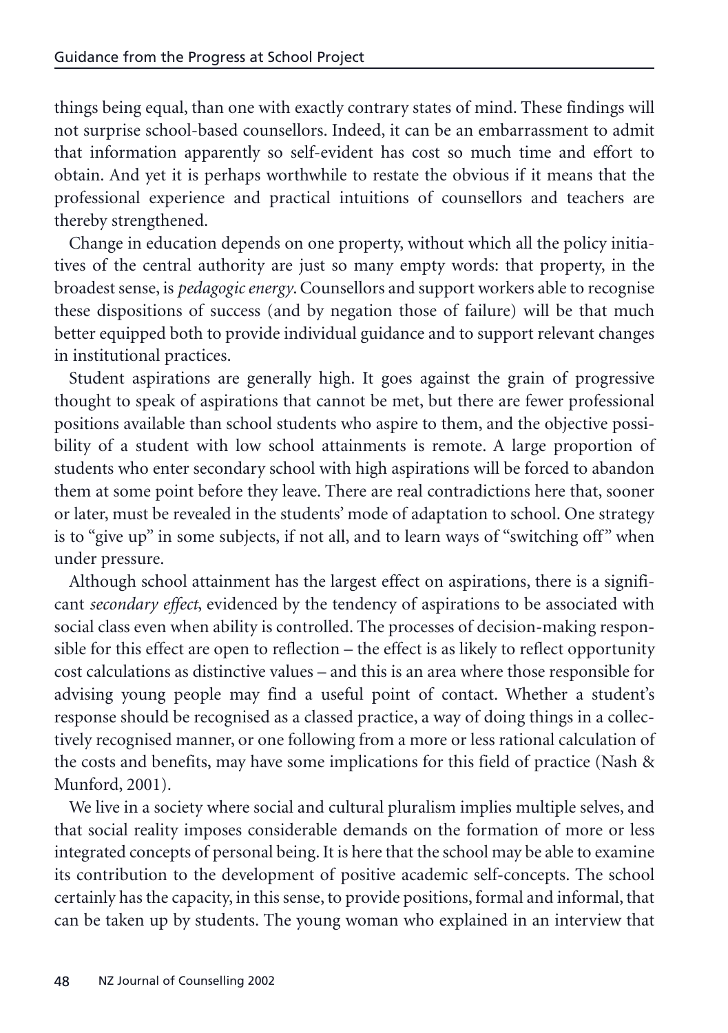things being equal, than one with exactly contrary states of mind. These findings will not surprise school-based counsellors. Indeed, it can be an embarrassment to admit that information apparently so self-evident has cost so much time and effort to obtain. And yet it is perhaps worthwhile to restate the obvious if it means that the professional experience and practical intuitions of counsellors and teachers are thereby strengthened.

Change in education depends on one property, without which all the policy initiatives of the central authority are just so many empty words: that property, in the broadest sense, is *pedagogic energy*. Counsellors and support workers able to recognise these dispositions of success (and by negation those of failure) will be that much better equipped both to provide individual guidance and to support relevant changes in institutional practices.

Student aspirations are generally high. It goes against the grain of progressive thought to speak of aspirations that cannot be met, but there are fewer professional positions available than school students who aspire to them, and the objective possibility of a student with low school attainments is remote. A large proportion of students who enter secondary school with high aspirations will be forced to abandon them at some point before they leave. There are real contradictions here that, sooner or later, must be revealed in the students' mode of adaptation to school. One strategy is to "give up" in some subjects, if not all, and to learn ways of "switching off" when under pressure.

Although school attainment has the largest effect on aspirations, there is a significant *secondary effect*, evidenced by the tendency of aspirations to be associated with social class even when ability is controlled. The processes of decision-making responsible for this effect are open to reflection – the effect is as likely to reflect opportunity cost calculations as distinctive values – and this is an area where those responsible for advising young people may find a useful point of contact. Whether a student's response should be recognised as a classed practice, a way of doing things in a collectively recognised manner, or one following from a more or less rational calculation of the costs and benefits, may have some implications for this field of practice (Nash & Munford, 2001).

We live in a society where social and cultural pluralism implies multiple selves, and that social reality imposes considerable demands on the formation of more or less integrated concepts of personal being. It is here that the school may be able to examine its contribution to the development of positive academic self-concepts. The school certainly has the capacity, in this sense, to provide positions, formal and informal, that can be taken up by students. The young woman who explained in an interview that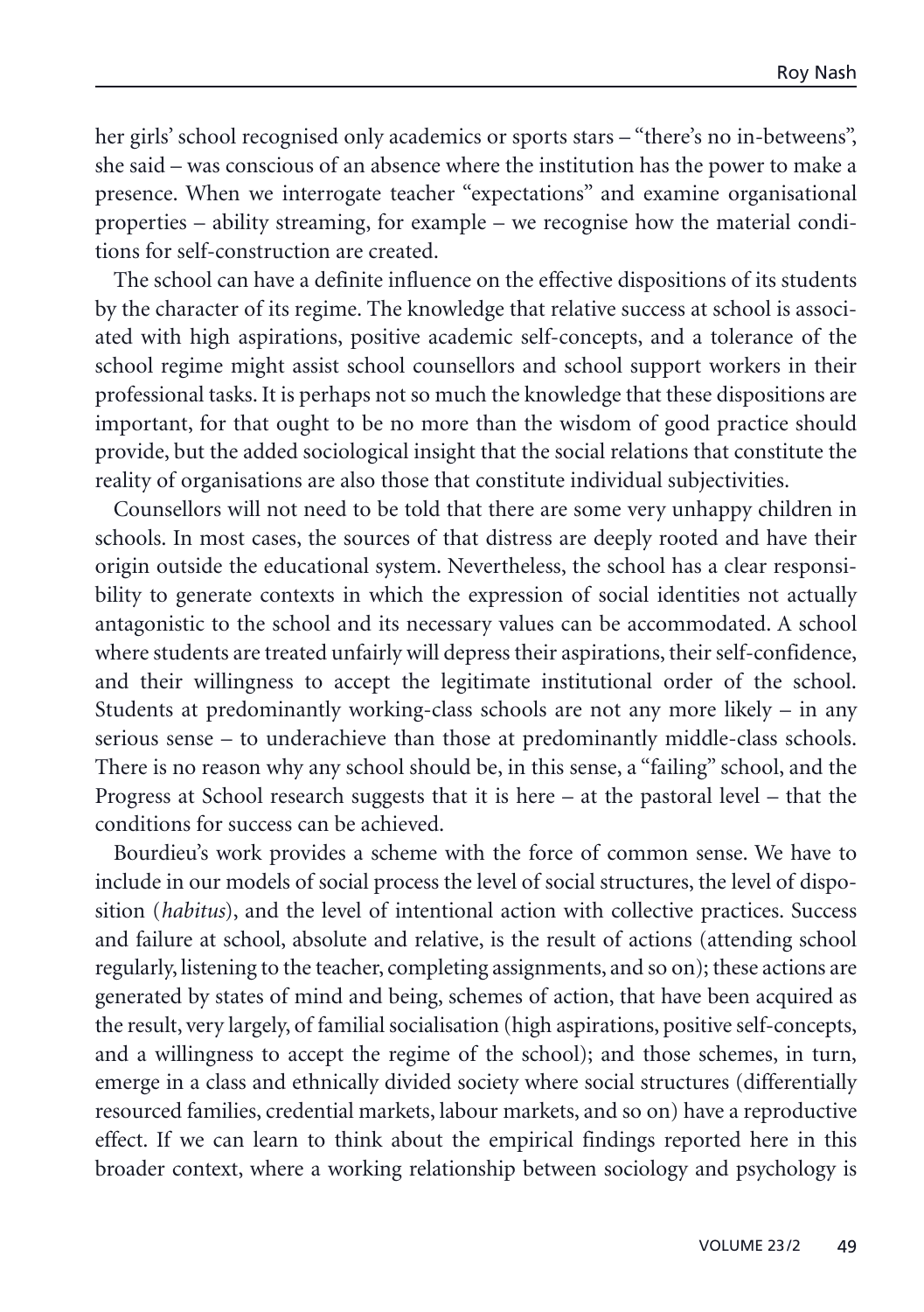her girls' school recognised only academics or sports stars – "there's no in-betweens", she said – was conscious of an absence where the institution has the power to make a presence. When we interrogate teacher "expectations" and examine organisational properties – ability streaming, for example – we recognise how the material conditions for self-construction are created.

The school can have a definite influence on the effective dispositions of its students by the character of its regime. The knowledge that relative success at school is associated with high aspirations, positive academic self-concepts, and a tolerance of the school regime might assist school counsellors and school support workers in their professional tasks. It is perhaps not so much the knowledge that these dispositions are important, for that ought to be no more than the wisdom of good practice should provide, but the added sociological insight that the social relations that constitute the reality of organisations are also those that constitute individual subjectivities.

Counsellors will not need to be told that there are some very unhappy children in schools. In most cases, the sources of that distress are deeply rooted and have their origin outside the educational system. Nevertheless, the school has a clear responsibility to generate contexts in which the expression of social identities not actually antagonistic to the school and its necessary values can be accommodated. A school where students are treated unfairly will depress their aspirations, their self-confidence, and their willingness to accept the legitimate institutional order of the school. Students at predominantly working-class schools are not any more likely – in any serious sense – to underachieve than those at predominantly middle-class schools. There is no reason why any school should be, in this sense, a "failing" school, and the Progress at School research suggests that it is here – at the pastoral level – that the conditions for success can be achieved.

Bourdieu's work provides a scheme with the force of common sense. We have to include in our models of social process the level of social structures, the level of disposition (*habitus*), and the level of intentional action with collective practices. Success and failure at school, absolute and relative, is the result of actions (attending school regularly, listening to the teacher, completing assignments, and so on); these actions are generated by states of mind and being, schemes of action, that have been acquired as the result, very largely, of familial socialisation (high aspirations, positive self-concepts, and a willingness to accept the regime of the school); and those schemes, in turn, emerge in a class and ethnically divided society where social structures (differentially resourced families, credential markets, labour markets, and so on) have a reproductive effect. If we can learn to think about the empirical findings reported here in this broader context, where a working relationship between sociology and psychology is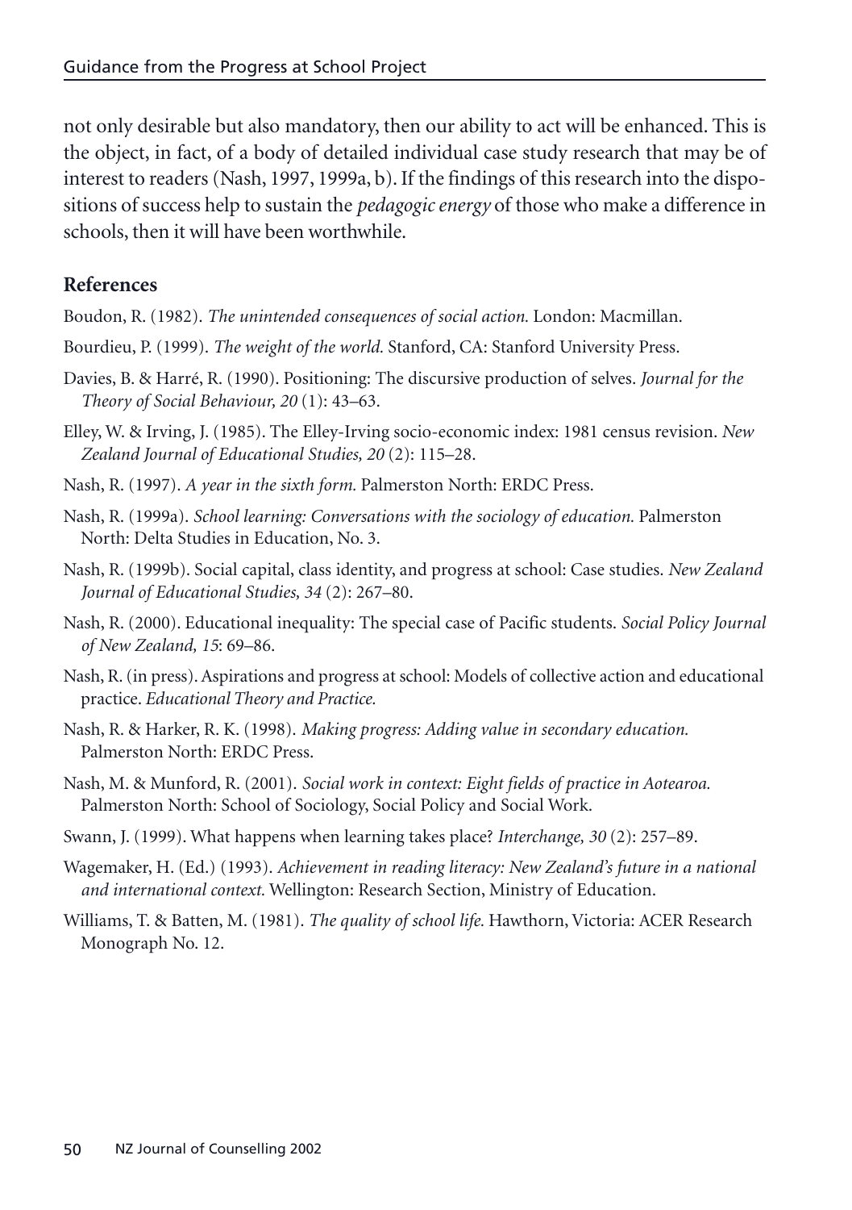not only desirable but also mandatory, then our ability to act will be enhanced. This is the object, in fact, of a body of detailed individual case study research that may be of interest to readers (Nash, 1997, 1999a, b). If the findings of this research into the dispositions of success help to sustain the *pedagogic energy* of those who make a difference in schools, then it will have been worthwhile.

## References

Boudon, R. (1982). *The unintended consequences of social action.* London: Macmillan.

Bourdieu, P. (1999). *The weight of the world.* Stanford, CA: Stanford University Press.

Davies, B. & Harré, R. (1990). Positioning: The discursive production of selves. *Journal for the Theory of Social Behaviour, 20* (1): 43–63.

Elley, W. & Irving, J. (1985). The Elley-Irving socio-economic index: 1981 census revision. *New Zealand Journal of Educational Studies, 20* (2): 115–28.

Nash, R. (1997). *A year in the sixth form.* Palmerston North: ERDC Press.

Nash, R. (1999a). *School learning: Conversations with the sociology of education.* Palmerston North: Delta Studies in Education, No. 3.

Nash, R. (1999b). Social capital, class identity, and progress at school: Case studies. *New Zealand Journal of Educational Studies, 34* (2): 267–80.

Nash, R. (2000). Educational inequality: The special case of Pacific students. *Social Policy Journal of New Zealand, 15*: 69–86.

Nash, R. (in press). Aspirations and progress at school: Models of collective action and educational practice. *Educational Theory and Practice.*

Nash, R. & Harker, R. K. (1998). *Making progress: Adding value in secondary education.* Palmerston North: ERDC Press.

Nash, M. & Munford, R. (2001). *Social work in context: Eight fields of practice in Aotearoa.* Palmerston North: School of Sociology, Social Policy and Social Work.

Swann, J. (1999). What happens when learning takes place? *Interchange, 30* (2): 257–89.

Wagemaker, H. (Ed.) (1993). *Achievement in reading literacy: New Zealand's future in a national and international context.* Wellington: Research Section, Ministry of Education.

Williams, T. & Batten, M. (1981). *The quality of school life.* Hawthorn, Victoria: ACER Research Monograph No. 12.